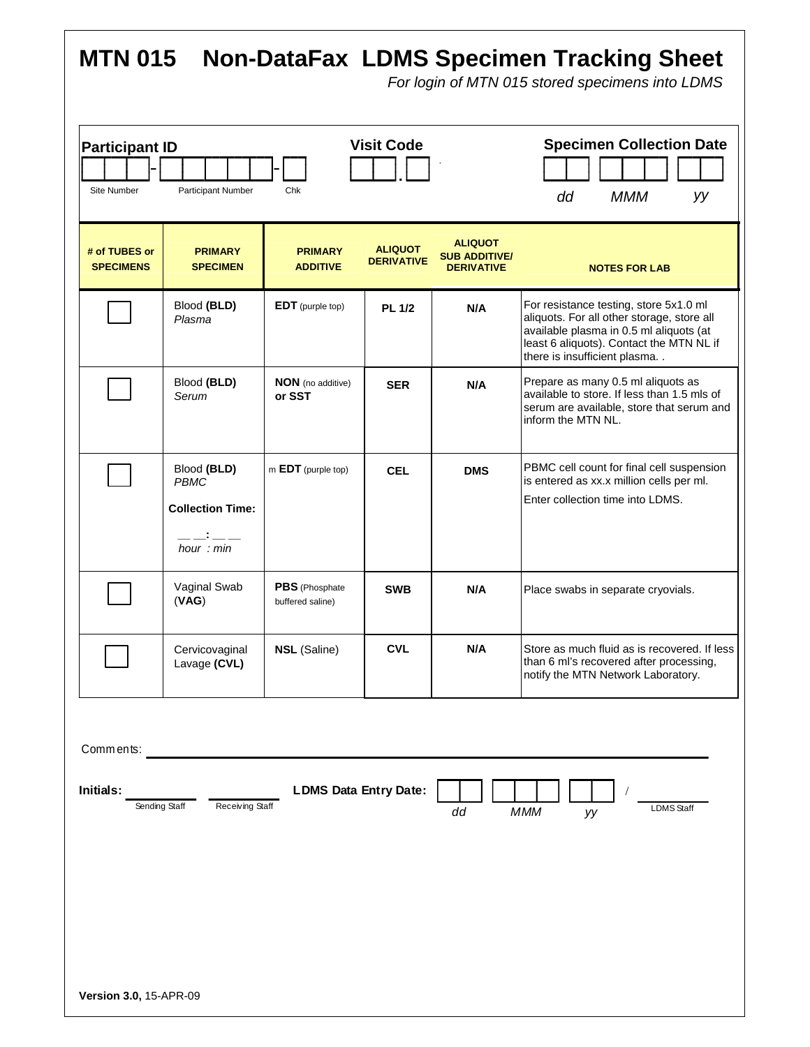# MTN 015 Non-DataFax LDMS Specimen Tracking Sheet

*For login of MTN 015 stored specimens into LDMS*

**Participant ID**

\_\_\_ - \_\_\_\_\_ - \_

Site Number | Participant Number | Chk

**Visit Code**

\_\_ . \_

**Specimen Collection Date**

*dd* *MMM* *yy*

| # of TUBES or SPECIMENS | PRIMARY SPECIMEN | PRIMARY ADDITIVE | ALIQUOT DERIVATIVE | ALIQUOT SUB ADDITIVE/ DERIVATIVE | NOTES FOR LAB |
|---|---|---|---|---|---|
| ☐ | Blood **(BLD)** *Plasma* | **EDT** (purple top) | **PL 1/2** | **N/A** | For resistance testing, store 5x1.0 ml aliquots. For all other storage, store all available plasma in 0.5 ml aliquots (at least 6 aliquots). Contact the MTN NL if there is insufficient plasma. . |
| ☐ | Blood **(BLD)** *Serum* | **NON** (no additive) **or SST** | **SER** | **N/A** | Prepare as many 0.5 ml aliquots as available to store. If less than 1.5 mls of serum are available, store that serum and inform the MTN NL. |
| ☐ | Blood **(BLD)** *PBMC* **Collection Time:** \_\_ \_\_: \_\_ \_\_ *hour : min* | m **EDT** (purple top) | **CEL** | **DMS** | PBMC cell count for final cell suspension is entered as xx.x million cells per ml. Enter collection time into LDMS. |
| ☐ | Vaginal Swab (**VAG**) | **PBS** (Phosphate buffered saline) | **SWB** | **N/A** | Place swabs in separate cryovials. |
| ☐ | Cervicovaginal Lavage **(CVL)** | **NSL** (Saline) | **CVL** | **N/A** | Store as much fluid as is recovered. If less than 6 ml's recovered after processing, notify the MTN Network Laboratory. |

Comments: \_\_\_\_\_\_\_\_\_\_\_\_\_\_\_\_\_\_\_\_\_\_\_\_\_\_\_\_\_\_\_\_\_\_\_\_\_\_\_\_

**Initials:** \_\_\_\_\_\_\_\_\_\_ Sending Staff \_\_\_\_\_\_\_\_\_\_ Receiving Staff

**LDMS Data Entry Date:** *dd* *MMM* *yy* / \_\_\_\_\_\_\_\_\_\_ LDMS Staff

**Version 3.0,** 15-APR-09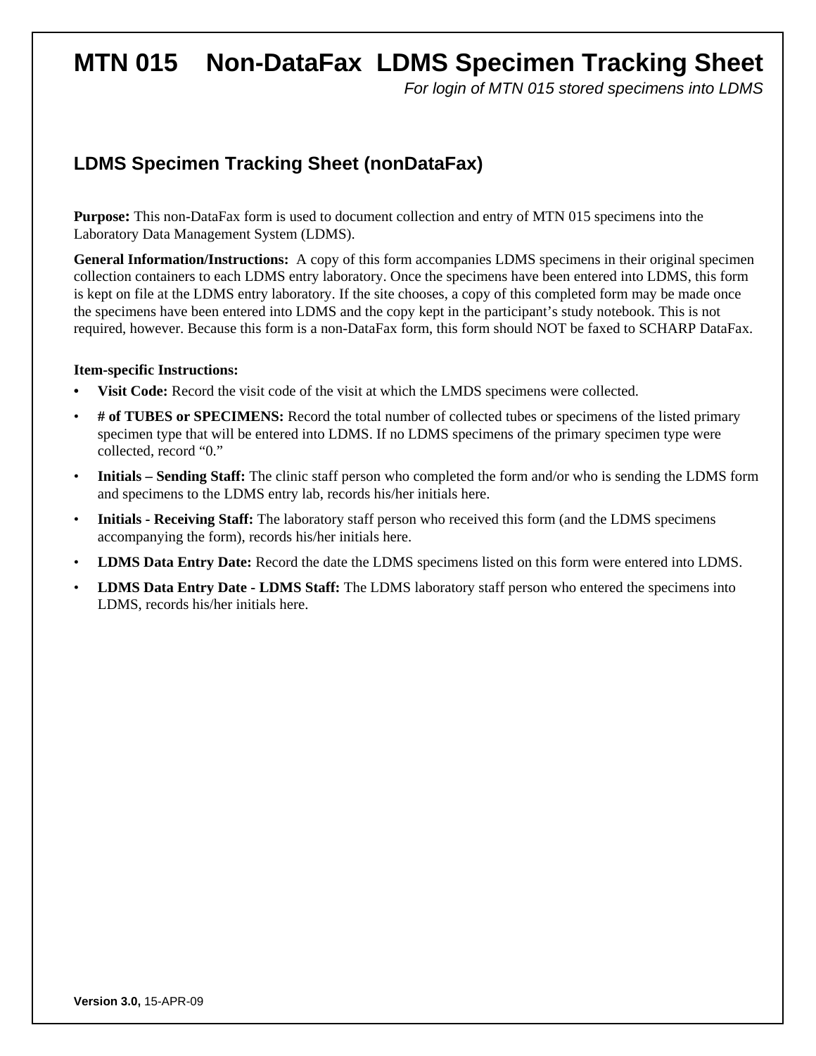# MTN 015 Non-DataFax LDMS Specimen Tracking Sheet

*For login of MTN 015 stored specimens into LDMS*

## LDMS Specimen Tracking Sheet (nonDataFax)

**Purpose:** This non-DataFax form is used to document collection and entry of MTN 015 specimens into the Laboratory Data Management System (LDMS).

**General Information/Instructions:** A copy of this form accompanies LDMS specimens in their original specimen collection containers to each LDMS entry laboratory. Once the specimens have been entered into LDMS, this form is kept on file at the LDMS entry laboratory. If the site chooses, a copy of this completed form may be made once the specimens have been entered into LDMS and the copy kept in the participant's study notebook. This is not required, however. Because this form is a non-DataFax form, this form should NOT be faxed to SCHARP DataFax.

**Item-specific Instructions:**

- **Visit Code:** Record the visit code of the visit at which the LMDS specimens were collected.
- **# of TUBES or SPECIMENS:** Record the total number of collected tubes or specimens of the listed primary specimen type that will be entered into LDMS. If no LDMS specimens of the primary specimen type were collected, record "0."
- **Initials – Sending Staff:** The clinic staff person who completed the form and/or who is sending the LDMS form and specimens to the LDMS entry lab, records his/her initials here.
- **Initials - Receiving Staff:** The laboratory staff person who received this form (and the LDMS specimens accompanying the form), records his/her initials here.
- **LDMS Data Entry Date:** Record the date the LDMS specimens listed on this form were entered into LDMS.
- **LDMS Data Entry Date - LDMS Staff:** The LDMS laboratory staff person who entered the specimens into LDMS, records his/her initials here.

**Version 3.0,** 15-APR-09